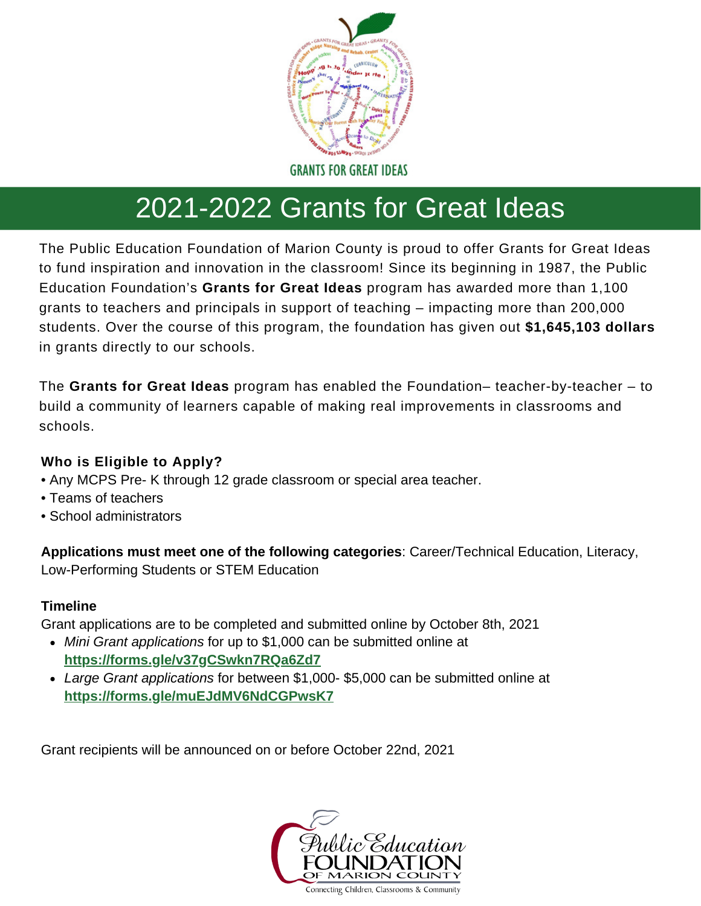GRANTS FOR GREAT IDEAS

# 2021-2022 Grants for Great Ideas

The Public Education Foundation of Marion County is proud to offer Grants for Great Ideas to fund inspiration and innovation in the classroom! Since its beginning in 1987, the Public Education Foundation's **Grants for Great Ideas** program has awarded more than 1,100 grants to teachers and principals in support of teaching – impacting more than 200,000 students. Over the course of this program, the foundation has given out **$1,645,103 dollars** in grants directly to our schools.

The **Grants for Great Ideas** program has enabled the Foundation– teacher-by-teacher – to build a community of learners capable of making real improvements in classrooms and schools.

### Who is Eligible to Apply?

- Any MCPS Pre- K through 12 grade classroom or special area teacher.
- Teams of teachers
- School administrators

**Applications must meet one of the following categories**: Career/Technical Education, Literacy, Low-Performing Students or STEM Education

### Timeline

Grant applications are to be completed and submitted online by October 8th, 2021

- *Mini Grant applications* for up to $1,000 can be submitted online at **https://forms.gle/v37gCSwkn7RQa6Zd7**
- *Large Grant applications* for between $1,000- $5,000 can be submitted online at **https://forms.gle/muEJdMV6NdCGPwsK7**

Grant recipients will be announced on or before October 22nd, 2021

Public Education FOUNDATION OF MARION COUNTY

Connecting Children, Classrooms & Community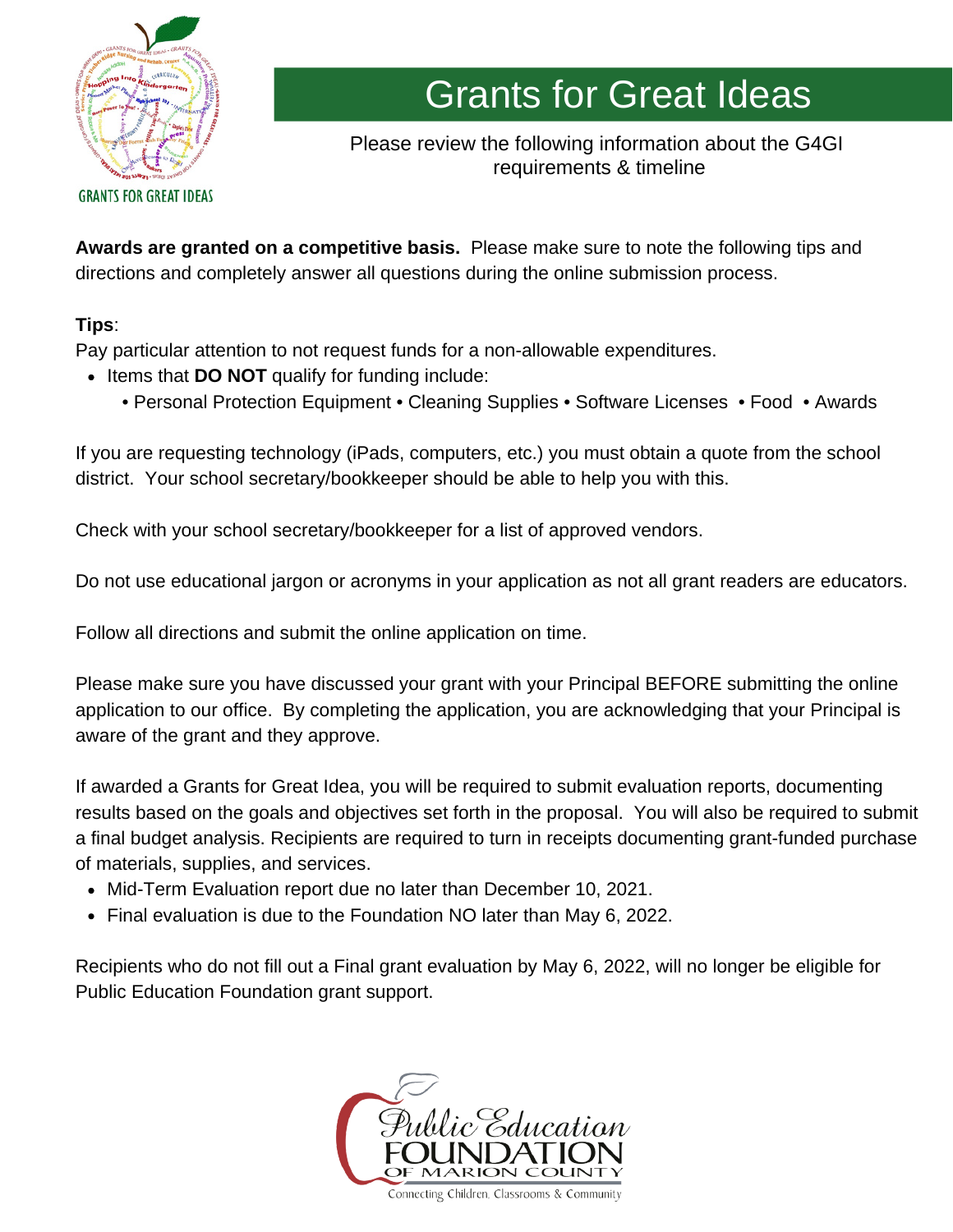# Grants for Great Ideas

Please review the following information about the G4GI requirements & timeline

**Awards are granted on a competitive basis.** Please make sure to note the following tips and directions and completely answer all questions during the online submission process.

**Tips**:

Pay particular attention to not request funds for a non-allowable expenditures.

- Items that **DO NOT** qualify for funding include:
  - • Personal Protection Equipment • Cleaning Supplies • Software Licenses • Food • Awards

If you are requesting technology (iPads, computers, etc.) you must obtain a quote from the school district. Your school secretary/bookkeeper should be able to help you with this.

Check with your school secretary/bookkeeper for a list of approved vendors.

Do not use educational jargon or acronyms in your application as not all grant readers are educators.

Follow all directions and submit the online application on time.

Please make sure you have discussed your grant with your Principal BEFORE submitting the online application to our office. By completing the application, you are acknowledging that your Principal is aware of the grant and they approve.

If awarded a Grants for Great Idea, you will be required to submit evaluation reports, documenting results based on the goals and objectives set forth in the proposal. You will also be required to submit a final budget analysis. Recipients are required to turn in receipts documenting grant-funded purchase of materials, supplies, and services.

- Mid-Term Evaluation report due no later than December 10, 2021.
- Final evaluation is due to the Foundation NO later than May 6, 2022.

Recipients who do not fill out a Final grant evaluation by May 6, 2022, will no longer be eligible for Public Education Foundation grant support.

Public Education FOUNDATION OF MARION COUNTY

Connecting Children, Classrooms & Community